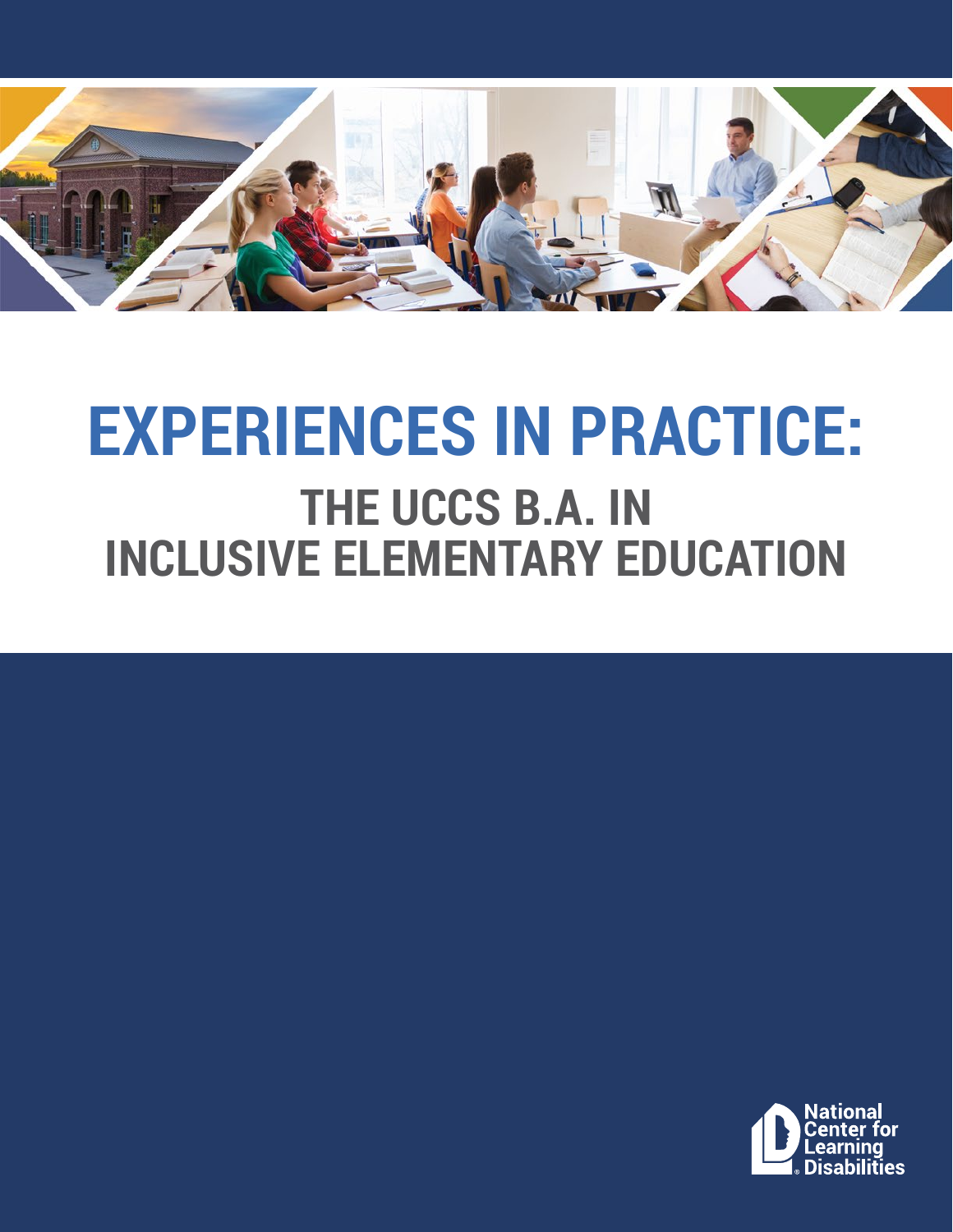# EXPERIENCES IN PRACTICE:

## THE UCCS B.A. IN INCLUSIVE ELEMENTARY EDUCATION

National Center for Learning Disabilities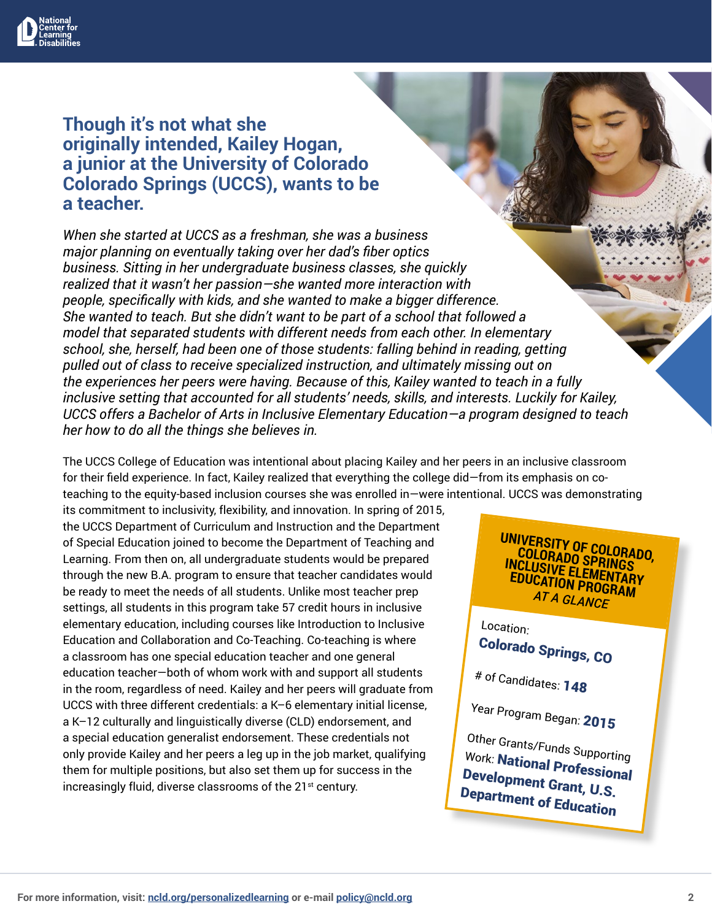## Though it's not what she originally intended, Kailey Hogan, a junior at the University of Colorado Colorado Springs (UCCS), wants to be a teacher.

*When she started at UCCS as a freshman, she was a business major planning on eventually taking over her dad's fiber optics business. Sitting in her undergraduate business classes, she quickly realized that it wasn't her passion—she wanted more interaction with people, specifically with kids, and she wanted to make a bigger difference. She wanted to teach. But she didn't want to be part of a school that followed a model that separated students with different needs from each other. In elementary school, she, herself, had been one of those students: falling behind in reading, getting pulled out of class to receive specialized instruction, and ultimately missing out on the experiences her peers were having. Because of this, Kailey wanted to teach in a fully inclusive setting that accounted for all students' needs, skills, and interests. Luckily for Kailey, UCCS offers a Bachelor of Arts in Inclusive Elementary Education—a program designed to teach her how to do all the things she believes in.*

The UCCS College of Education was intentional about placing Kailey and her peers in an inclusive classroom for their field experience. In fact, Kailey realized that everything the college did—from its emphasis on co-teaching to the equity-based inclusion courses she was enrolled in—were intentional. UCCS was demonstrating its commitment to inclusivity, flexibility, and innovation. In spring of 2015, the UCCS Department of Curriculum and Instruction and the Department of Special Education joined to become the Department of Teaching and Learning. From then on, all undergraduate students would be prepared through the new B.A. program to ensure that teacher candidates would be ready to meet the needs of all students. Unlike most teacher prep settings, all students in this program take 57 credit hours in inclusive elementary education, including courses like Introduction to Inclusive Education and Collaboration and Co-Teaching. Co-teaching is where a classroom has one special education teacher and one general education teacher—both of whom work with and support all students in the room, regardless of need. Kailey and her peers will graduate from UCCS with three different credentials: a K–6 elementary initial license, a K–12 culturally and linguistically diverse (CLD) endorsement, and a special education generalist endorsement. These credentials not only provide Kailey and her peers a leg up in the job market, qualifying them for multiple positions, but also set them up for success in the increasingly fluid, diverse classrooms of the 21st century.

**UNIVERSITY OF COLORADO, COLORADO SPRINGS INCLUSIVE ELEMENTARY EDUCATION PROGRAM**
*AT A GLANCE*

Location: **Colorado Springs, CO**

# of Candidates: **148**

Year Program Began: **2015**

Other Grants/Funds Supporting Work: **National Professional Development Grant, U.S. Department of Education**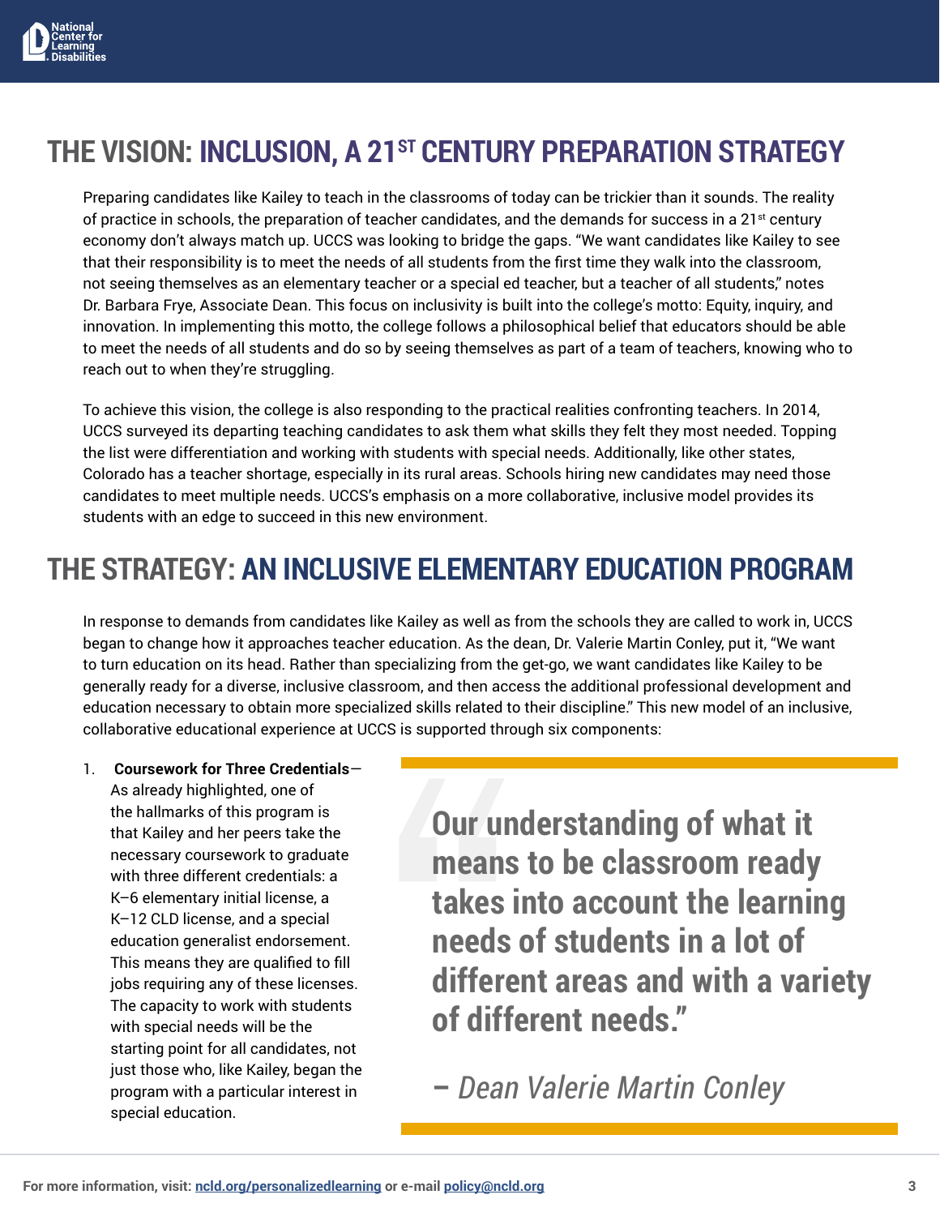## THE VISION: INCLUSION, A 21ST CENTURY PREPARATION STRATEGY

Preparing candidates like Kailey to teach in the classrooms of today can be trickier than it sounds. The reality of practice in schools, the preparation of teacher candidates, and the demands for success in a 21st century economy don't always match up. UCCS was looking to bridge the gaps. "We want candidates like Kailey to see that their responsibility is to meet the needs of all students from the first time they walk into the classroom, not seeing themselves as an elementary teacher or a special ed teacher, but a teacher of all students," notes Dr. Barbara Frye, Associate Dean. This focus on inclusivity is built into the college's motto: Equity, inquiry, and innovation. In implementing this motto, the college follows a philosophical belief that educators should be able to meet the needs of all students and do so by seeing themselves as part of a team of teachers, knowing who to reach out to when they're struggling.

To achieve this vision, the college is also responding to the practical realities confronting teachers. In 2014, UCCS surveyed its departing teaching candidates to ask them what skills they felt they most needed. Topping the list were differentiation and working with students with special needs. Additionally, like other states, Colorado has a teacher shortage, especially in its rural areas. Schools hiring new candidates may need those candidates to meet multiple needs. UCCS's emphasis on a more collaborative, inclusive model provides its students with an edge to succeed in this new environment.

## THE STRATEGY: AN INCLUSIVE ELEMENTARY EDUCATION PROGRAM

In response to demands from candidates like Kailey as well as from the schools they are called to work in, UCCS began to change how it approaches teacher education. As the dean, Dr. Valerie Martin Conley, put it, "We want to turn education on its head. Rather than specializing from the get-go, we want candidates like Kailey to be generally ready for a diverse, inclusive classroom, and then access the additional professional development and education necessary to obtain more specialized skills related to their discipline." This new model of an inclusive, collaborative educational experience at UCCS is supported through six components:

1. **Coursework for Three Credentials**—As already highlighted, one of the hallmarks of this program is that Kailey and her peers take the necessary coursework to graduate with three different credentials: a K–6 elementary initial license, a K–12 CLD license, and a special education generalist endorsement. This means they are qualified to fill jobs requiring any of these licenses. The capacity to work with students with special needs will be the starting point for all candidates, not just those who, like Kailey, began the program with a particular interest in special education.

> **"Our understanding of what it means to be classroom ready takes into account the learning needs of students in a lot of different areas and with a variety of different needs."**
>
> *– Dean Valerie Martin Conley*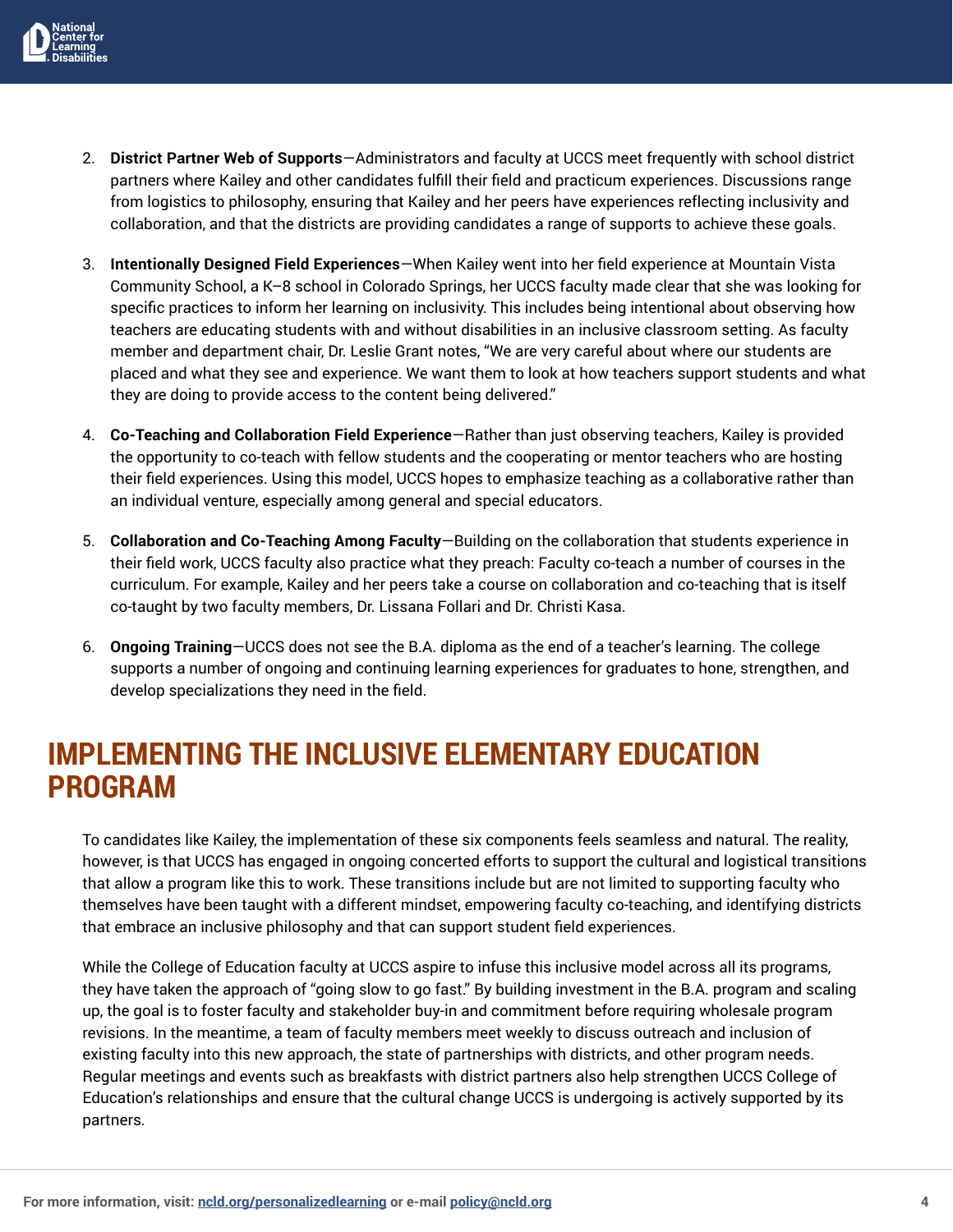2. **District Partner Web of Supports**—Administrators and faculty at UCCS meet frequently with school district partners where Kailey and other candidates fulfill their field and practicum experiences. Discussions range from logistics to philosophy, ensuring that Kailey and her peers have experiences reflecting inclusivity and collaboration, and that the districts are providing candidates a range of supports to achieve these goals.

3. **Intentionally Designed Field Experiences**—When Kailey went into her field experience at Mountain Vista Community School, a K–8 school in Colorado Springs, her UCCS faculty made clear that she was looking for specific practices to inform her learning on inclusivity. This includes being intentional about observing how teachers are educating students with and without disabilities in an inclusive classroom setting. As faculty member and department chair, Dr. Leslie Grant notes, “We are very careful about where our students are placed and what they see and experience. We want them to look at how teachers support students and what they are doing to provide access to the content being delivered.”

4. **Co-Teaching and Collaboration Field Experience**—Rather than just observing teachers, Kailey is provided the opportunity to co-teach with fellow students and the cooperating or mentor teachers who are hosting their field experiences. Using this model, UCCS hopes to emphasize teaching as a collaborative rather than an individual venture, especially among general and special educators.

5. **Collaboration and Co-Teaching Among Faculty**—Building on the collaboration that students experience in their field work, UCCS faculty also practice what they preach: Faculty co-teach a number of courses in the curriculum. For example, Kailey and her peers take a course on collaboration and co-teaching that is itself co-taught by two faculty members, Dr. Lissana Follari and Dr. Christi Kasa.

6. **Ongoing Training**—UCCS does not see the B.A. diploma as the end of a teacher’s learning. The college supports a number of ongoing and continuing learning experiences for graduates to hone, strengthen, and develop specializations they need in the field.

## IMPLEMENTING THE INCLUSIVE ELEMENTARY EDUCATION PROGRAM

To candidates like Kailey, the implementation of these six components feels seamless and natural. The reality, however, is that UCCS has engaged in ongoing concerted efforts to support the cultural and logistical transitions that allow a program like this to work. These transitions include but are not limited to supporting faculty who themselves have been taught with a different mindset, empowering faculty co-teaching, and identifying districts that embrace an inclusive philosophy and that can support student field experiences.

While the College of Education faculty at UCCS aspire to infuse this inclusive model across all its programs, they have taken the approach of “going slow to go fast.” By building investment in the B.A. program and scaling up, the goal is to foster faculty and stakeholder buy-in and commitment before requiring wholesale program revisions. In the meantime, a team of faculty members meet weekly to discuss outreach and inclusion of existing faculty into this new approach, the state of partnerships with districts, and other program needs. Regular meetings and events such as breakfasts with district partners also help strengthen UCCS College of Education’s relationships and ensure that the cultural change UCCS is undergoing is actively supported by its partners.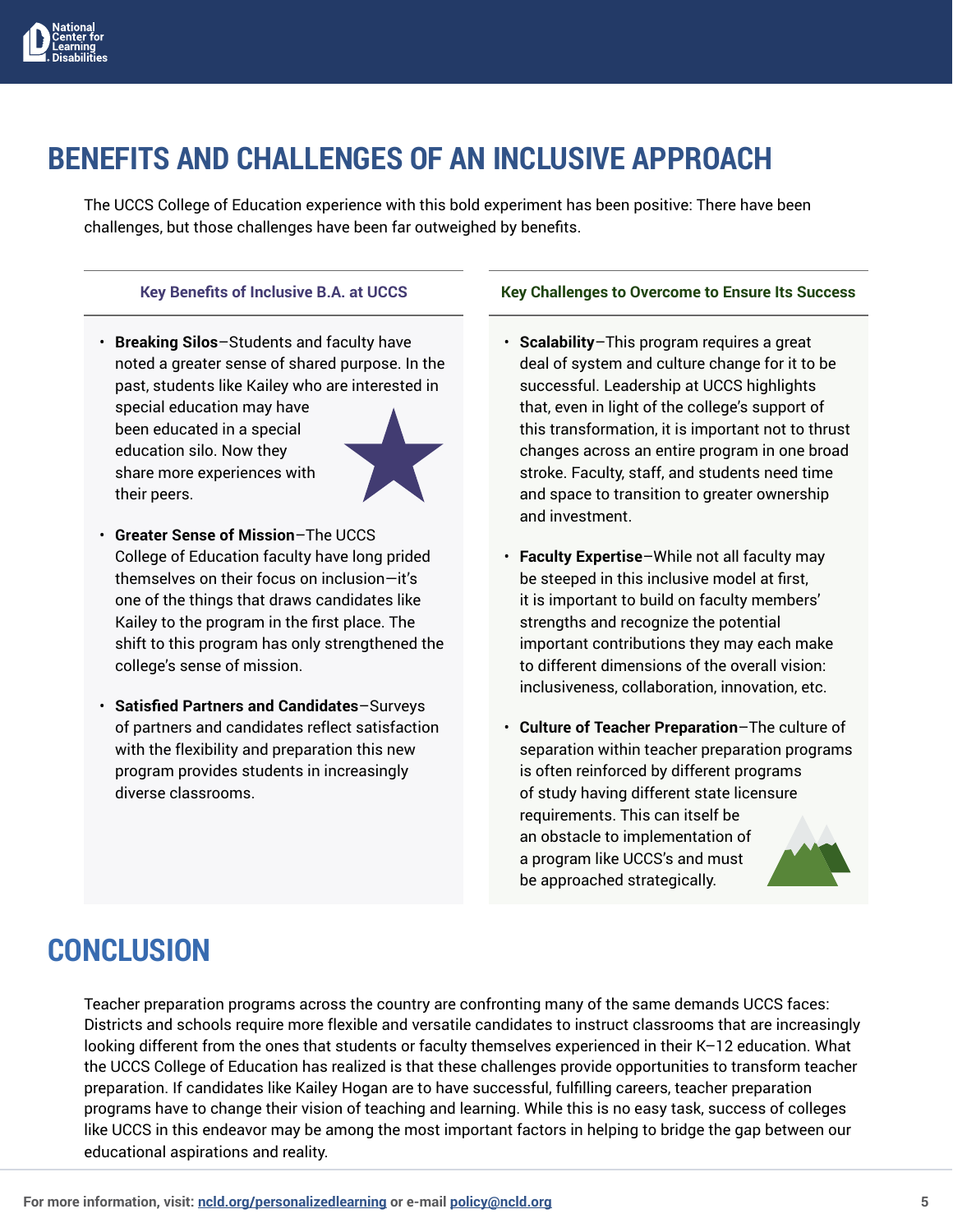## BENEFITS AND CHALLENGES OF AN INCLUSIVE APPROACH

The UCCS College of Education experience with this bold experiment has been positive: There have been challenges, but those challenges have been far outweighed by benefits.

### Key Benefits of Inclusive B.A. at UCCS

- **Breaking Silos**–Students and faculty have noted a greater sense of shared purpose. In the past, students like Kailey who are interested in special education may have been educated in a special education silo. Now they share more experiences with their peers.
- **Greater Sense of Mission**–The UCCS College of Education faculty have long prided themselves on their focus on inclusion—it's one of the things that draws candidates like Kailey to the program in the first place. The shift to this program has only strengthened the college's sense of mission.
- **Satisfied Partners and Candidates**–Surveys of partners and candidates reflect satisfaction with the flexibility and preparation this new program provides students in increasingly diverse classrooms.

### Key Challenges to Overcome to Ensure Its Success

- **Scalability**–This program requires a great deal of system and culture change for it to be successful. Leadership at UCCS highlights that, even in light of the college's support of this transformation, it is important not to thrust changes across an entire program in one broad stroke. Faculty, staff, and students need time and space to transition to greater ownership and investment.
- **Faculty Expertise**–While not all faculty may be steeped in this inclusive model at first, it is important to build on faculty members' strengths and recognize the potential important contributions they may each make to different dimensions of the overall vision: inclusiveness, collaboration, innovation, etc.
- **Culture of Teacher Preparation**–The culture of separation within teacher preparation programs is often reinforced by different programs of study having different state licensure requirements. This can itself be an obstacle to implementation of a program like UCCS's and must be approached strategically.

## CONCLUSION

Teacher preparation programs across the country are confronting many of the same demands UCCS faces: Districts and schools require more flexible and versatile candidates to instruct classrooms that are increasingly looking different from the ones that students or faculty themselves experienced in their K–12 education. What the UCCS College of Education has realized is that these challenges provide opportunities to transform teacher preparation. If candidates like Kailey Hogan are to have successful, fulfilling careers, teacher preparation programs have to change their vision of teaching and learning. While this is no easy task, success of colleges like UCCS in this endeavor may be among the most important factors in helping to bridge the gap between our educational aspirations and reality.

For more information, visit: ncld.org/personalizedlearning or e-mail policy@ncld.org